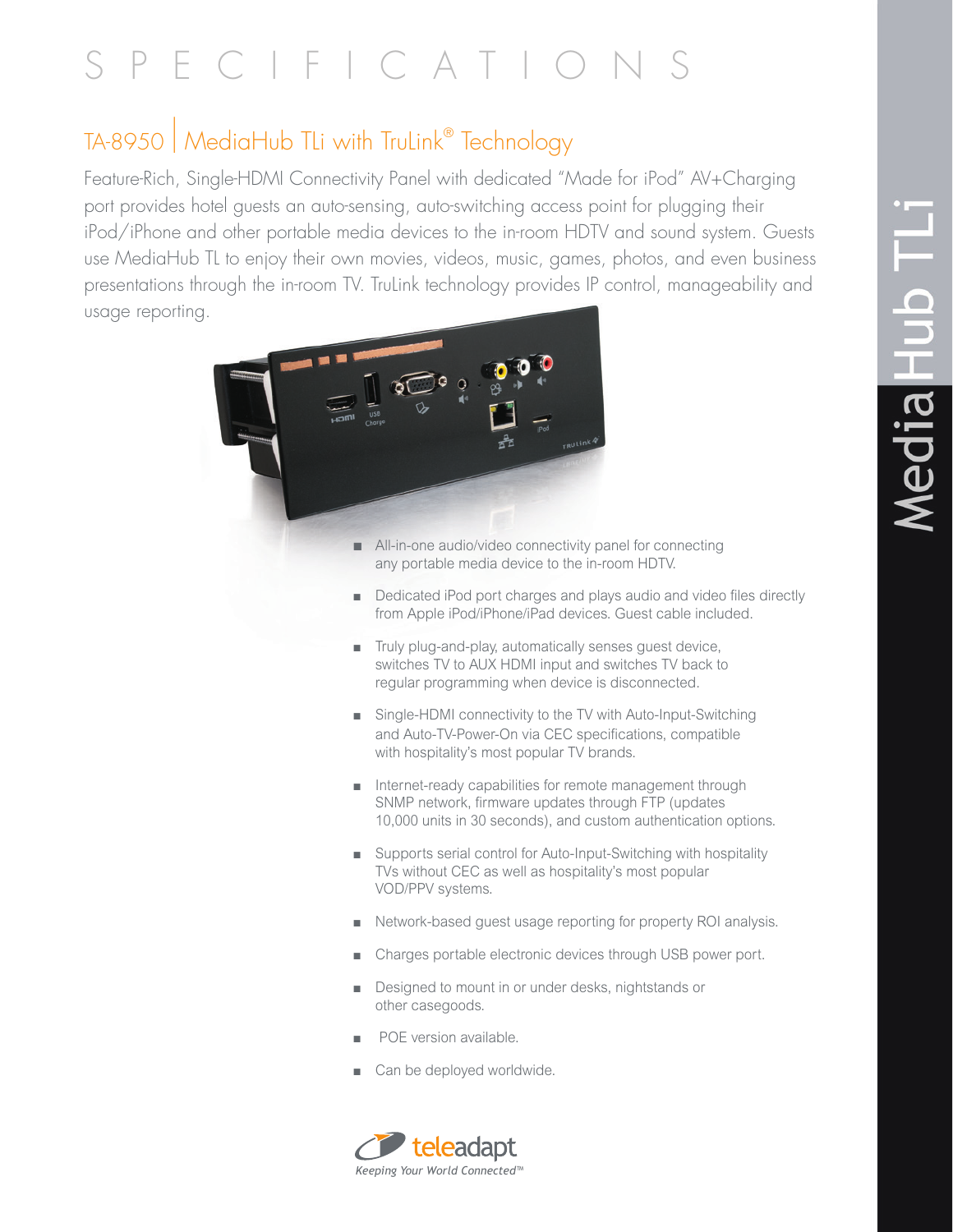# SPECIFICATIONS

## TA-8950 | MediaHub TLi with TruLink® Technology

Feature-Rich, Single-HDMI Connectivity Panel with dedicated "Made for iPod" AV+Charging port provides hotel guests an auto-sensing, auto-switching access point for plugging their iPod/iPhone and other portable media devices to the in-room HDTV and sound system. Guests use MediaHub TL to enjoy their own movies, videos, music, games, photos, and even business presentations through the in-room TV. TruLink technology provides IP control, manageability and usage reporting.

- All-in-one audio/video connectivity panel for connecting any portable media device to the in-room HDTV.
- Dedicated iPod port charges and plays audio and video files directly from Apple iPod/iPhone/iPad devices. Guest cable included.
- Truly plug-and-play, automatically senses guest device, switches TV to AUX HDMI input and switches TV back to regular programming when device is disconnected.
- Single-HDMI connectivity to the TV with Auto-Input-Switching and Auto-TV-Power-On via CEC specifications, compatible with hospitality's most popular TV brands.
- Internet-ready capabilities for remote management through SNMP network, firmware updates through FTP (updates 10,000 units in 30 seconds), and custom authentication options.
- Supports serial control for Auto-Input-Switching with hospitality TVs without CEC as well as hospitality's most popular VOD/PPV systems.
- Network-based guest usage reporting for property ROI analysis.
- Charges portable electronic devices through USB power port.
- Designed to mount in or under desks, nightstands or other casegoods.
- POE version available.
- Can be deployed worldwide.

teleadapt
*Keeping Your World Connected™*

MediaHub TLi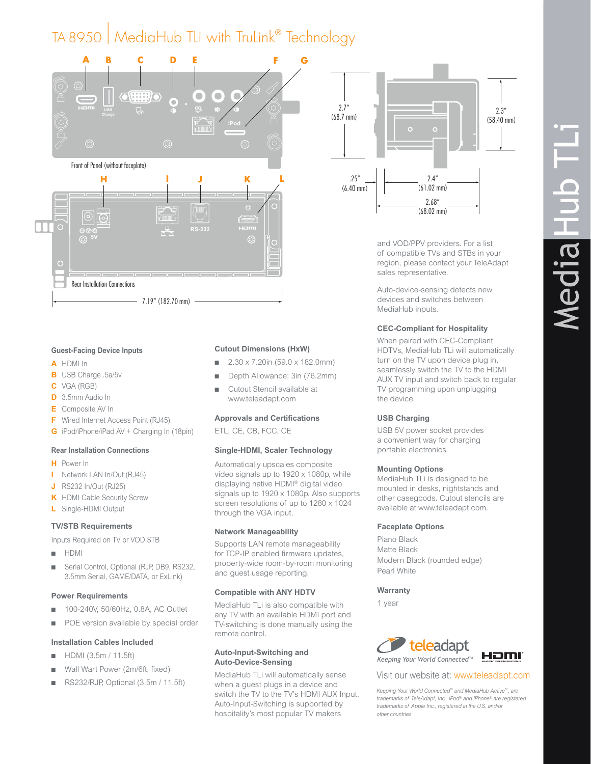# TA-8950 | MediaHub TLi with TruLink® Technology

A B C D E F G

HDMI
USB Charge
iPod

Front of Panel (without faceplate)

H I J K L

5V
RS-232
HDMI

Rear Installation Connections

7.19" (182.70 mm)

2.7" (68.7 mm)

2.3" (58.40 mm)

.25" (6.40 mm)

2.4" (61.02 mm)

2.68" (68.02 mm)

and VOD/PPV providers. For a list of compatible TVs and STBs in your region, please contact your TeleAdapt sales representative.

Auto-device-sensing detects new devices and switches between MediaHub inputs.

### Guest-Facing Device Inputs

- **A** HDMI In
- **B** USB Charge .5a/5v
- **C** VGA (RGB)
- **D** 3.5mm Audio In
- **E** Composite AV In
- **F** Wired Internet Access Point (RJ45)
- **G** iPod/iPhone/iPad AV + Charging In (18pin)

### Rear Installation Connections

- **H** Power In
- **I** Network LAN In/Out (RJ45)
- **J** RS232 In/Out (RJ25)
- **K** HDMI Cable Security Screw
- **L** Single-HDMI Output

### TV/STB Requirements

Inputs Required on TV or VOD STB

- HDMI
- Serial Control, Optional (RJP, DB9, RS232, 3.5mm Serial, GAME/DATA, or ExLink)

### Power Requirements

- 100-240V, 50/60Hz, 0.8A, AC Outlet
- POE version available by special order

### Installation Cables Included

- HDMI (3.5m / 11.5ft)
- Wall Wart Power (2m/6ft, fixed)
- RS232/RJP, Optional (3.5m / 11.5ft)

### Cutout Dimensions (HxW)

- 2.30 x 7.20in (59.0 x 182.0mm)
- Depth Allowance: 3in (76.2mm)
- Cutout Stencil available at www.teleadapt.com

### Approvals and Certifications

ETL, CE, CB, FCC, CE

### Single-HDMI, Scaler Technology

Automatically upscales composite video signals up to 1920 x 1080p, while displaying native HDMI® digital video signals up to 1920 x 1080p. Also supports screen resolutions of up to 1280 x 1024 through the VGA input.

### Network Manageability

Supports LAN remote manageability for TCP-IP enabled firmware updates, property-wide room-by-room monitoring and guest usage reporting.

### Compatible with ANY HDTV

MediaHub TLi is also compatible with any TV with an available HDMI port and TV-switching is done manually using the remote control.

### Auto-Input-Switching and Auto-Device-Sensing

MediaHub TLi will automatically sense when a guest plugs in a device and switch the TV to the TV's HDMI AUX Input. Auto-Input-Switching is supported by hospitality's most popular TV makers

### CEC-Compliant for Hospitality

When paired with CEC-Compliant HDTVs, MediaHub TLi will automatically turn on the TV upon device plug in, seamlessly switch the TV to the HDMI AUX TV input and switch back to regular TV programming upon unplugging the device.

### USB Charging

USB 5V power socket provides a convenient way for charging portable electronics.

### Mounting Options

MediaHub TLi is designed to be mounted in desks, nightstands and other casegoods. Cutout stencils are available at www.teleadapt.com.

### Faceplate Options

Piano Black
Matte Black
Modern Black (rounded edge)
Pearl White

### Warranty

1 year

teleadapt
*Keeping Your World Connected™*

HDMI®

Visit our website at: www.teleadapt.com

*Keeping Your World Connected™ and MediaHub Active™, are trademarks of TeleAdapt, Inc. iPod® and iPhone® are registered trademarks of Apple Inc., registered in the U.S. and/or other countries.*

MediaHub TLi